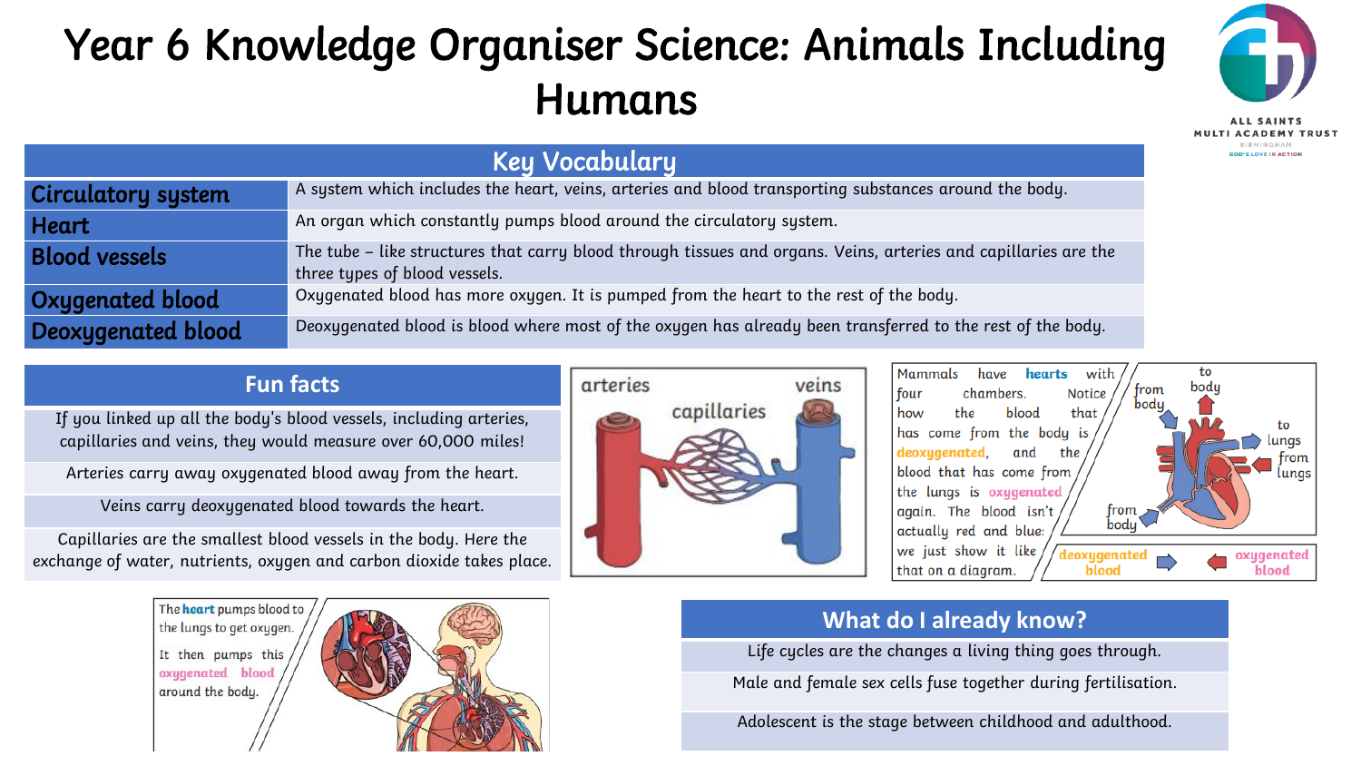# Year 6 Knowledge Organiser Science: Animals Including Humans

## Key Vocabulary

| Term | Definition |
| --- | --- |
| **Circulatory system** | A system which includes the heart, veins, arteries and blood transporting substances around the body. |
| **Heart** | An organ which constantly pumps blood around the circulatory system. |
| **Blood vessels** | The tube – like structures that carry blood through tissues and organs. Veins, arteries and capillaries are the three types of blood vessels. |
| **Oxygenated blood** | Oxygenated blood has more oxygen. It is pumped from the heart to the rest of the body. |
| **Deoxygenated blood** | Deoxygenated blood is blood where most of the oxygen has already been transferred to the rest of the body. |

## Fun facts

If you linked up all the body's blood vessels, including arteries, capillaries and veins, they would measure over 60,000 miles!

Arteries carry away oxygenated blood away from the heart.

Veins carry deoxygenated blood towards the heart.

Capillaries are the smallest blood vessels in the body. Here the exchange of water, nutrients, oxygen and carbon dioxide takes place.

arteries capillaries veins

Mammals have **hearts** with four chambers. Notice how the blood that has come from the body is **deoxygenated**, and the blood that has come from the lungs is **oxygenated** again. The blood isn't actually red and blue: we just show it like that on a diagram.

to body | from body | to lungs | from lungs | from body

deoxygenated blood | oxygenated blood

The **heart** pumps blood to the lungs to get oxygen.

It then pumps this **oxygenated blood** around the body.

## What do I already know?

Life cycles are the changes a living thing goes through.

Male and female sex cells fuse together during fertilisation.

Adolescent is the stage between childhood and adulthood.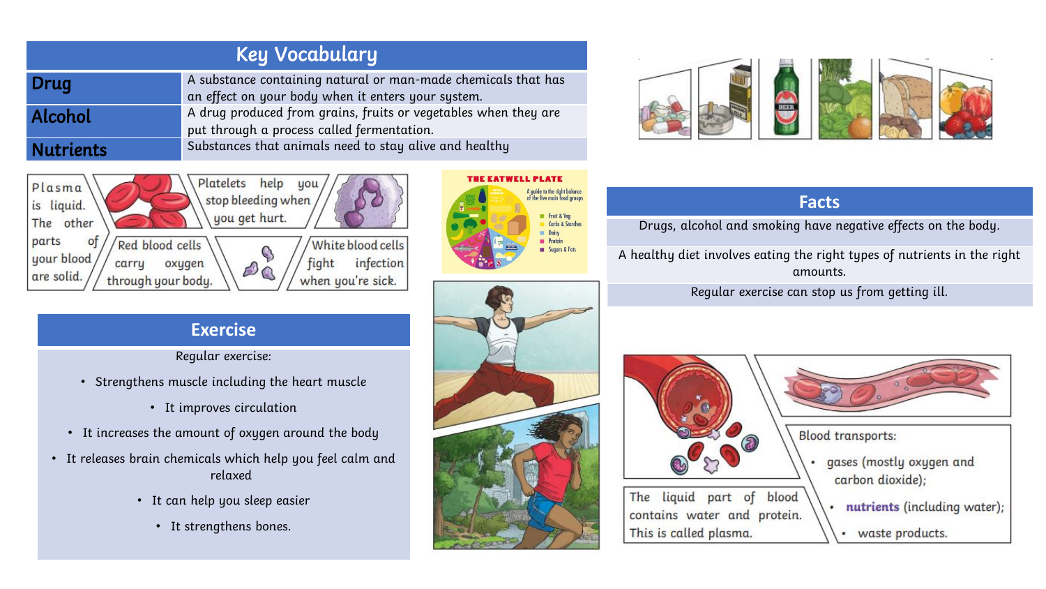## Key Vocabulary

| | |
|---|---|
| **Drug** | A substance containing natural or man-made chemicals that has an effect on your body when it enters your system. |
| **Alcohol** | A drug produced from grains, fruits or vegetables when they are put through a process called fermentation. |
| **Nutrients** | Substances that animals need to stay alive and healthy |

Plasma is liquid. The other parts of your blood are solid.

Platelets help you stop bleeding when you get hurt.

Red blood cells carry oxygen through your body.

White blood cells fight infection when you're sick.

THE EATWELL PLATE

A guide to the right balance of the five main food groups

Fruit & Veg
Carbs & Starches
Dairy
Protein
Sugars & Fats

## Facts

Drugs, alcohol and smoking have negative effects on the body.

A healthy diet involves eating the right types of nutrients in the right amounts.

Regular exercise can stop us from getting ill.

## Exercise

Regular exercise:

- Strengthens muscle including the heart muscle
- It improves circulation
- It increases the amount of oxygen around the body
- It releases brain chemicals which help you feel calm and relaxed
- It can help you sleep easier
- It strengthens bones.

The liquid part of blood contains water and protein. This is called plasma.

Blood transports:

- gases (mostly oxygen and carbon dioxide);
- **nutrients** (including water);
- waste products.